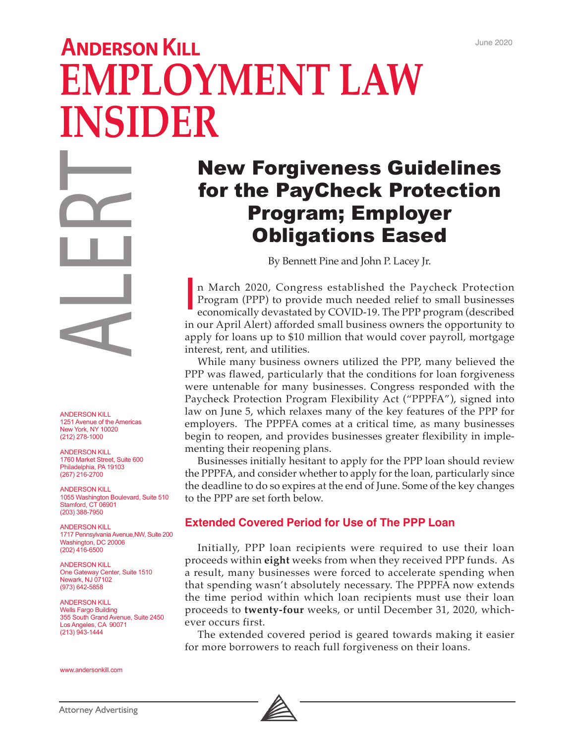June 2020

# ANDERSON KILL EMPLOYMENT LAW INSIDER

ALERT

# New Forgiveness Guidelines for the PayCheck Protection Program; Employer Obligations Eased

By Bennett Pine and John P. Lacey Jr.

In March 2020, Congress established the Paycheck Protection Program (PPP) to provide much needed relief to small businesses economically devastated by COVID-19. The PPP program (described in our April Alert) afforded small business owners the opportunity to apply for loans up to $10 million that would cover payroll, mortgage interest, rent, and utilities.

While many business owners utilized the PPP, many believed the PPP was flawed, particularly that the conditions for loan forgiveness were untenable for many businesses. Congress responded with the Paycheck Protection Program Flexibility Act ("PPPFA"), signed into law on June 5, which relaxes many of the key features of the PPP for employers. The PPPFA comes at a critical time, as many businesses begin to reopen, and provides businesses greater flexibility in implementing their reopening plans.

Businesses initially hesitant to apply for the PPP loan should review the PPPFA, and consider whether to apply for the loan, particularly since the deadline to do so expires at the end of June. Some of the key changes to the PPP are set forth below.

## Extended Covered Period for Use of The PPP Loan

Initially, PPP loan recipients were required to use their loan proceeds within **eight** weeks from when they received PPP funds. As a result, many businesses were forced to accelerate spending when that spending wasn't absolutely necessary. The PPPFA now extends the time period within which loan recipients must use their loan proceeds to **twenty-four** weeks, or until December 31, 2020, whichever occurs first.

The extended covered period is geared towards making it easier for more borrowers to reach full forgiveness on their loans.

ANDERSON KILL
1251 Avenue of the Americas
New York, NY 10020
(212) 278-1000

ANDERSON KILL
1760 Market Street, Suite 600
Philadelphia, PA 19103
(267) 216-2700

ANDERSON KILL
1055 Washington Boulevard, Suite 510
Stamford, CT 06901
(203) 388-7950

ANDERSON KILL
1717 Pennsylvania Avenue,NW, Suite 200
Washington, DC 20006
(202) 416-6500

ANDERSON KILL
One Gateway Center, Suite 1510
Newark, NJ 07102
(973) 642-5858

ANDERSON KILL
Wells Fargo Building
355 South Grand Avenue, Suite 2450
Los Angeles, CA 90071
(213) 943-1444

www.andersonkill.com

Attorney Advertising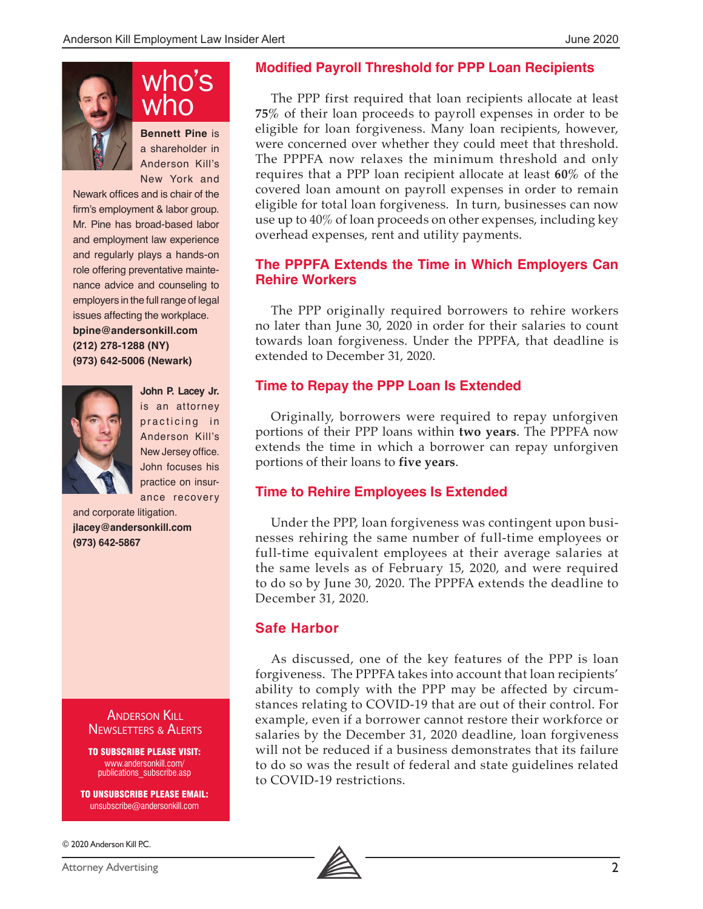## Modified Payroll Threshold for PPP Loan Recipients

The PPP first required that loan recipients allocate at least **75%** of their loan proceeds to payroll expenses in order to be eligible for loan forgiveness. Many loan recipients, however, were concerned over whether they could meet that threshold. The PPPFA now relaxes the minimum threshold and only requires that a PPP loan recipient allocate at least **60%** of the covered loan amount on payroll expenses in order to remain eligible for total loan forgiveness. In turn, businesses can now use up to 40% of loan proceeds on other expenses, including key overhead expenses, rent and utility payments.

## The PPPFA Extends the Time in Which Employers Can Rehire Workers

The PPP originally required borrowers to rehire workers no later than June 30, 2020 in order for their salaries to count towards loan forgiveness. Under the PPPFA, that deadline is extended to December 31, 2020.

## Time to Repay the PPP Loan Is Extended

Originally, borrowers were required to repay unforgiven portions of their PPP loans within **two years**. The PPPFA now extends the time in which a borrower can repay unforgiven portions of their loans to **five years**.

## Time to Rehire Employees Is Extended

Under the PPP, loan forgiveness was contingent upon businesses rehiring the same number of full-time employees or full-time equivalent employees at their average salaries at the same levels as of February 15, 2020, and were required to do so by June 30, 2020. The PPPFA extends the deadline to December 31, 2020.

## Safe Harbor

As discussed, one of the key features of the PPP is loan forgiveness. The PPPFA takes into account that loan recipients' ability to comply with the PPP may be affected by circumstances relating to COVID-19 that are out of their control. For example, even if a borrower cannot restore their workforce or salaries by the December 31, 2020 deadline, loan forgiveness will not be reduced if a business demonstrates that its failure to do so was the result of federal and state guidelines related to COVID-19 restrictions.

## who's who

**Bennett Pine** is a shareholder in Anderson Kill's New York and Newark offices and is chair of the firm's employment & labor group. Mr. Pine has broad-based labor and employment law experience and regularly plays a hands-on role offering preventative maintenance advice and counseling to employers in the full range of legal issues affecting the workplace.
**bpine@andersonkill.com**
**(212) 278-1288 (NY)**
**(973) 642-5006 (Newark)**

**John P. Lacey Jr.** is an attorney practicing in Anderson Kill's New Jersey office. John focuses his practice on insurance recovery and corporate litigation.
**jlacey@andersonkill.com**
**(973) 642-5867**

ANDERSON KILL NEWSLETTERS & ALERTS

**TO SUBSCRIBE PLEASE VISIT:**
www.andersonkill.com/publications_subscribe.asp

**TO UNSUBSCRIBE PLEASE EMAIL:**
unsubscribe@andersonkill.com

© 2020 Anderson Kill P.C.

Attorney Advertising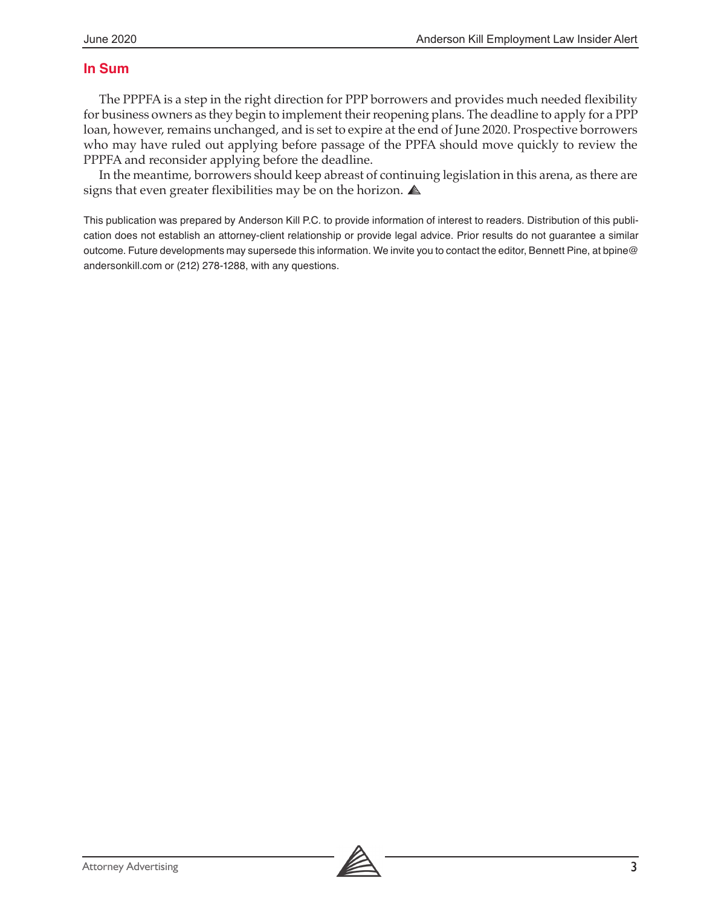## In Sum

The PPPFA is a step in the right direction for PPP borrowers and provides much needed flexibility for business owners as they begin to implement their reopening plans. The deadline to apply for a PPP loan, however, remains unchanged, and is set to expire at the end of June 2020. Prospective borrowers who may have ruled out applying before passage of the PPFA should move quickly to review the PPPFA and reconsider applying before the deadline.

In the meantime, borrowers should keep abreast of continuing legislation in this arena, as there are signs that even greater flexibilities may be on the horizon.

This publication was prepared by Anderson Kill P.C. to provide information of interest to readers. Distribution of this publication does not establish an attorney-client relationship or provide legal advice. Prior results do not guarantee a similar outcome. Future developments may supersede this information. We invite you to contact the editor, Bennett Pine, at bpine@andersonkill.com or (212) 278-1288, with any questions.

Attorney Advertising